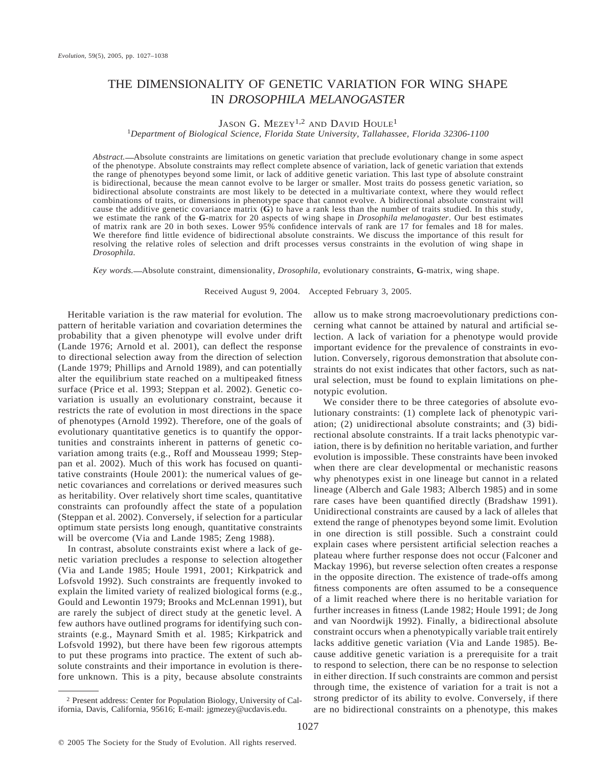# THE DIMENSIONALITY OF GENETIC VARIATION FOR WING SHAPE IN *DROSOPHILA MELANOGASTER*

JASON G. MEZEY[1,2] AND DAVID HOULE[1]

[1]*Department of Biological Science, Florida State University, Tallahassee, Florida 32306-1100*

*Abstract.*—Absolute constraints are limitations on genetic variation that preclude evolutionary change in some aspect of the phenotype. Absolute constraints may reflect complete absence of variation, lack of genetic variation that extends the range of phenotypes beyond some limit, or lack of additive genetic variation. This last type of absolute constraint is bidirectional, because the mean cannot evolve to be larger or smaller. Most traits do possess genetic variation, so bidirectional absolute constraints are most likely to be detected in a multivariate context, where they would reflect combinations of traits, or dimensions in phenotype space that cannot evolve. A bidirectional absolute constraint will cause the additive genetic covariance matrix (**G**) to have a rank less than the number of traits studied. In this study, we estimate the rank of the **G**-matrix for 20 aspects of wing shape in *Drosophila melanogaster*. Our best estimates of matrix rank are 20 in both sexes. Lower 95% confidence intervals of rank are 17 for females and 18 for males. We therefore find little evidence of bidirectional absolute constraints. We discuss the importance of this result for resolving the relative roles of selection and drift processes versus constraints in the evolution of wing shape in *Drosophila*.

*Key words.*—Absolute constraint, dimensionality, *Drosophila*, evolutionary constraints, **G**-matrix, wing shape.

Received August 9, 2004. Accepted February 3, 2005.

Heritable variation is the raw material for evolution. The pattern of heritable variation and covariation determines the probability that a given phenotype will evolve under drift (Lande 1976; Arnold et al. 2001), can deflect the response to directional selection away from the direction of selection (Lande 1979; Phillips and Arnold 1989), and can potentially alter the equilibrium state reached on a multipeaked fitness surface (Price et al. 1993; Steppan et al. 2002). Genetic covariation is usually an evolutionary constraint, because it restricts the rate of evolution in most directions in the space of phenotypes (Arnold 1992). Therefore, one of the goals of evolutionary quantitative genetics is to quantify the opportunities and constraints inherent in patterns of genetic covariation among traits (e.g., Roff and Mousseau 1999; Steppan et al. 2002). Much of this work has focused on quantitative constraints (Houle 2001): the numerical values of genetic covariances and correlations or derived measures such as heritability. Over relatively short time scales, quantitative constraints can profoundly affect the state of a population (Steppan et al. 2002). Conversely, if selection for a particular optimum state persists long enough, quantitative constraints will be overcome (Via and Lande 1985; Zeng 1988).

In contrast, absolute constraints exist where a lack of genetic variation precludes a response to selection altogether (Via and Lande 1985; Houle 1991, 2001; Kirkpatrick and Lofsvold 1992). Such constraints are frequently invoked to explain the limited variety of realized biological forms (e.g., Gould and Lewontin 1979; Brooks and McLennan 1991), but are rarely the subject of direct study at the genetic level. A few authors have outlined programs for identifying such constraints (e.g., Maynard Smith et al. 1985; Kirkpatrick and Lofsvold 1992), but there have been few rigorous attempts to put these programs into practice. The extent of such absolute constraints and their importance in evolution is therefore unknown. This is a pity, because absolute constraints allow us to make strong macroevolutionary predictions concerning what cannot be attained by natural and artificial selection. A lack of variation for a phenotype would provide important evidence for the prevalence of constraints in evolution. Conversely, rigorous demonstration that absolute constraints do not exist indicates that other factors, such as natural selection, must be found to explain limitations on phenotypic evolution.

We consider there to be three categories of absolute evolutionary constraints: (1) complete lack of phenotypic variation; (2) unidirectional absolute constraints; and (3) bidirectional absolute constraints. If a trait lacks phenotypic variation, there is by definition no heritable variation, and further evolution is impossible. These constraints have been invoked when there are clear developmental or mechanistic reasons why phenotypes exist in one lineage but cannot in a related lineage (Alberch and Gale 1983; Alberch 1985) and in some rare cases have been quantified directly (Bradshaw 1991). Unidirectional constraints are caused by a lack of alleles that extend the range of phenotypes beyond some limit. Evolution in one direction is still possible. Such a constraint could explain cases where persistent artificial selection reaches a plateau where further response does not occur (Falconer and Mackay 1996), but reverse selection often creates a response in the opposite direction. The existence of trade-offs among fitness components are often assumed to be a consequence of a limit reached where there is no heritable variation for further increases in fitness (Lande 1982; Houle 1991; de Jong and van Noordwijk 1992). Finally, a bidirectional absolute constraint occurs when a phenotypically variable trait entirely lacks additive genetic variation (Via and Lande 1985). Because additive genetic variation is a prerequisite for a trait to respond to selection, there can be no response to selection in either direction. If such constraints are common and persist through time, the existence of variation for a trait is not a strong predictor of its ability to evolve. Conversely, if there are no bidirectional constraints on a phenotype, this makes

[2] Present address: Center for Population Biology, University of California, Davis, California, 95616; E-mail: jgmezey@ucdavis.edu.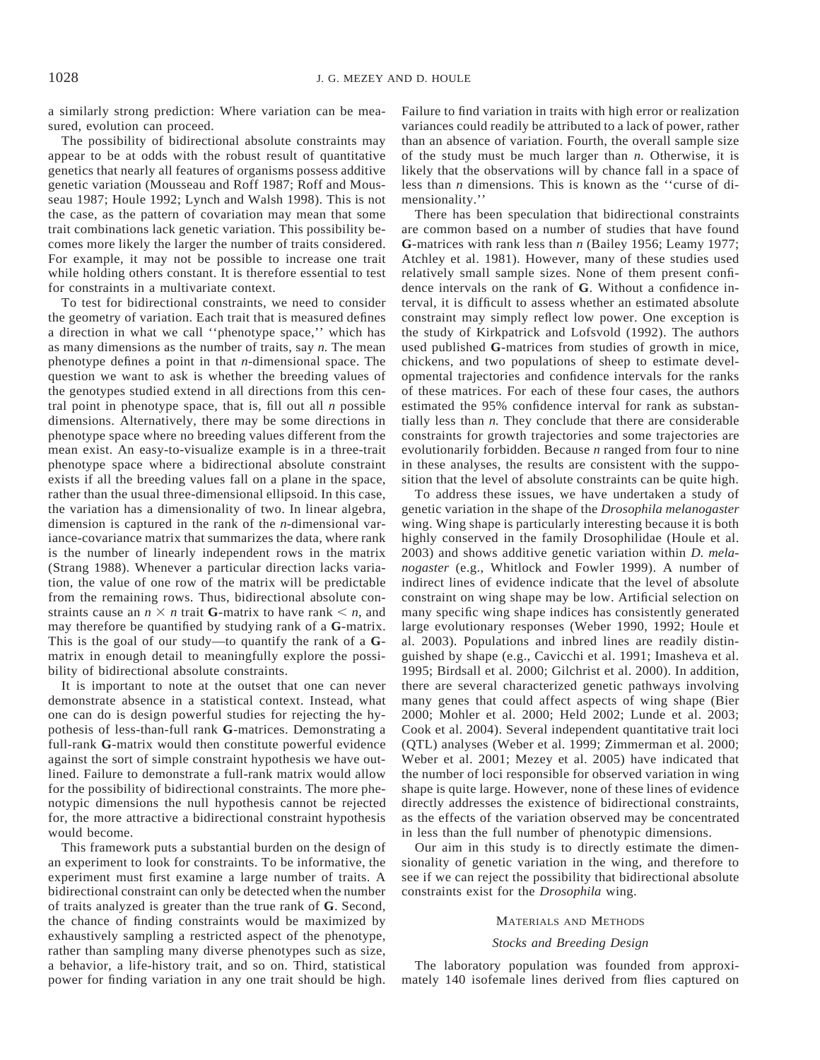a similarly strong prediction: Where variation can be measured, evolution can proceed.

The possibility of bidirectional absolute constraints may appear to be at odds with the robust result of quantitative genetics that nearly all features of organisms possess additive genetic variation (Mousseau and Roff 1987; Roff and Mousseau 1987; Houle 1992; Lynch and Walsh 1998). This is not the case, as the pattern of covariation may mean that some trait combinations lack genetic variation. This possibility becomes more likely the larger the number of traits considered. For example, it may not be possible to increase one trait while holding others constant. It is therefore essential to test for constraints in a multivariate context.

To test for bidirectional constraints, we need to consider the geometry of variation. Each trait that is measured defines a direction in what we call ''phenotype space,'' which has as many dimensions as the number of traits, say $n$. The mean phenotype defines a point in that $n$-dimensional space. The question we want to ask is whether the breeding values of the genotypes studied extend in all directions from this central point in phenotype space, that is, fill out all $n$ possible dimensions. Alternatively, there may be some directions in phenotype space where no breeding values different from the mean exist. An easy-to-visualize example is in a three-trait phenotype space where a bidirectional absolute constraint exists if all the breeding values fall on a plane in the space, rather than the usual three-dimensional ellipsoid. In this case, the variation has a dimensionality of two. In linear algebra, dimension is captured in the rank of the $n$-dimensional variance-covariance matrix that summarizes the data, where rank is the number of linearly independent rows in the matrix (Strang 1988). Whenever a particular direction lacks variation, the value of one row of the matrix will be predictable from the remaining rows. Thus, bidirectional absolute constraints cause an $n \times n$ trait **G**-matrix to have rank $< n$, and may therefore be quantified by studying rank of a **G**-matrix. This is the goal of our study—to quantify the rank of a **G**-matrix in enough detail to meaningfully explore the possibility of bidirectional absolute constraints.

It is important to note at the outset that one can never demonstrate absence in a statistical context. Instead, what one can do is design powerful studies for rejecting the hypothesis of less-than-full rank **G**-matrices. Demonstrating a full-rank **G**-matrix would then constitute powerful evidence against the sort of simple constraint hypothesis we have outlined. Failure to demonstrate a full-rank matrix would allow for the possibility of bidirectional constraints. The more phenotypic dimensions the null hypothesis cannot be rejected for, the more attractive a bidirectional constraint hypothesis would become.

This framework puts a substantial burden on the design of an experiment to look for constraints. To be informative, the experiment must first examine a large number of traits. A bidirectional constraint can only be detected when the number of traits analyzed is greater than the true rank of **G**. Second, the chance of finding constraints would be maximized by exhaustively sampling a restricted aspect of the phenotype, rather than sampling many diverse phenotypes such as size, a behavior, a life-history trait, and so on. Third, statistical power for finding variation in any one trait should be high. Failure to find variation in traits with high error or realization variances could readily be attributed to a lack of power, rather than an absence of variation. Fourth, the overall sample size of the study must be much larger than $n$. Otherwise, it is likely that the observations will by chance fall in a space of less than $n$ dimensions. This is known as the ''curse of dimensionality.''

There has been speculation that bidirectional constraints are common based on a number of studies that have found **G**-matrices with rank less than $n$ (Bailey 1956; Leamy 1977; Atchley et al. 1981). However, many of these studies used relatively small sample sizes. None of them present confidence intervals on the rank of **G**. Without a confidence interval, it is difficult to assess whether an estimated absolute constraint may simply reflect low power. One exception is the study of Kirkpatrick and Lofsvold (1992). The authors used published **G**-matrices from studies of growth in mice, chickens, and two populations of sheep to estimate developmental trajectories and confidence intervals for the ranks of these matrices. For each of these four cases, the authors estimated the 95% confidence interval for rank as substantially less than $n$. They conclude that there are considerable constraints for growth trajectories and some trajectories are evolutionarily forbidden. Because $n$ ranged from four to nine in these analyses, the results are consistent with the supposition that the level of absolute constraints can be quite high.

To address these issues, we have undertaken a study of genetic variation in the shape of the *Drosophila melanogaster* wing. Wing shape is particularly interesting because it is both highly conserved in the family Drosophilidae (Houle et al. 2003) and shows additive genetic variation within *D. melanogaster* (e.g., Whitlock and Fowler 1999). A number of indirect lines of evidence indicate that the level of absolute constraint on wing shape may be low. Artificial selection on many specific wing shape indices has consistently generated large evolutionary responses (Weber 1990, 1992; Houle et al. 2003). Populations and inbred lines are readily distinguished by shape (e.g., Cavicchi et al. 1991; Imasheva et al. 1995; Birdsall et al. 2000; Gilchrist et al. 2000). In addition, there are several characterized genetic pathways involving many genes that could affect aspects of wing shape (Bier 2000; Mohler et al. 2000; Held 2002; Lunde et al. 2003; Cook et al. 2004). Several independent quantitative trait loci (QTL) analyses (Weber et al. 1999; Zimmerman et al. 2000; Weber et al. 2001; Mezey et al. 2005) have indicated that the number of loci responsible for observed variation in wing shape is quite large. However, none of these lines of evidence directly addresses the existence of bidirectional constraints, as the effects of the variation observed may be concentrated in less than the full number of phenotypic dimensions.

Our aim in this study is to directly estimate the dimensionality of genetic variation in the wing, and therefore to see if we can reject the possibility that bidirectional absolute constraints exist for the *Drosophila* wing.

## Materials and Methods

### *Stocks and Breeding Design*

The laboratory population was founded from approximately 140 isofemale lines derived from flies captured on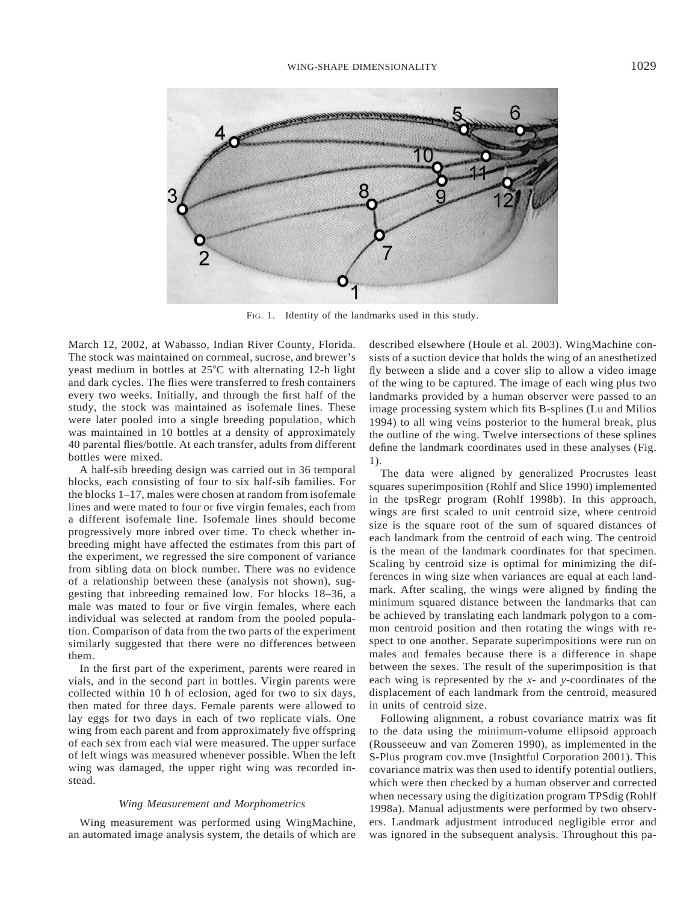FIG. 1. Identity of the landmarks used in this study.

March 12, 2002, at Wabasso, Indian River County, Florida. The stock was maintained on cornmeal, sucrose, and brewer's yeast medium in bottles at 25°C with alternating 12-h light and dark cycles. The flies were transferred to fresh containers every two weeks. Initially, and through the first half of the study, the stock was maintained as isofemale lines. These were later pooled into a single breeding population, which was maintained in 10 bottles at a density of approximately 40 parental flies/bottle. At each transfer, adults from different bottles were mixed.

A half-sib breeding design was carried out in 36 temporal blocks, each consisting of four to six half-sib families. For the blocks 1–17, males were chosen at random from isofemale lines and were mated to four or five virgin females, each from a different isofemale line. Isofemale lines should become progressively more inbred over time. To check whether inbreeding might have affected the estimates from this part of the experiment, we regressed the sire component of variance from sibling data on block number. There was no evidence of a relationship between these (analysis not shown), suggesting that inbreeding remained low. For blocks 18–36, a male was mated to four or five virgin females, where each individual was selected at random from the pooled population. Comparison of data from the two parts of the experiment similarly suggested that there were no differences between them.

In the first part of the experiment, parents were reared in vials, and in the second part in bottles. Virgin parents were collected within 10 h of eclosion, aged for two to six days, then mated for three days. Female parents were allowed to lay eggs for two days in each of two replicate vials. One wing from each parent and from approximately five offspring of each sex from each vial were measured. The upper surface of left wings was measured whenever possible. When the left wing was damaged, the upper right wing was recorded instead.

### *Wing Measurement and Morphometrics*

Wing measurement was performed using WingMachine, an automated image analysis system, the details of which are described elsewhere (Houle et al. 2003). WingMachine consists of a suction device that holds the wing of an anesthetized fly between a slide and a cover slip to allow a video image of the wing to be captured. The image of each wing plus two landmarks provided by a human observer were passed to an image processing system which fits B-splines (Lu and Milios 1994) to all wing veins posterior to the humeral break, plus the outline of the wing. Twelve intersections of these splines define the landmark coordinates used in these analyses (Fig. 1).

The data were aligned by generalized Procrustes least squares superimposition (Rohlf and Slice 1990) implemented in the tpsRegr program (Rohlf 1998b). In this approach, wings are first scaled to unit centroid size, where centroid size is the square root of the sum of squared distances of each landmark from the centroid of each wing. The centroid is the mean of the landmark coordinates for that specimen. Scaling by centroid size is optimal for minimizing the differences in wing size when variances are equal at each landmark. After scaling, the wings were aligned by finding the minimum squared distance between the landmarks that can be achieved by translating each landmark polygon to a common centroid position and then rotating the wings with respect to one another. Separate superimpositions were run on males and females because there is a difference in shape between the sexes. The result of the superimposition is that each wing is represented by the *x*- and *y*-coordinates of the displacement of each landmark from the centroid, measured in units of centroid size.

Following alignment, a robust covariance matrix was fit to the data using the minimum-volume ellipsoid approach (Rousseeuw and van Zomeren 1990), as implemented in the S-Plus program cov.mve (Insightful Corporation 2001). This covariance matrix was then used to identify potential outliers, which were then checked by a human observer and corrected when necessary using the digitization program TPSdig (Rohlf 1998a). Manual adjustments were performed by two observers. Landmark adjustment introduced negligible error and was ignored in the subsequent analysis. Throughout this pa-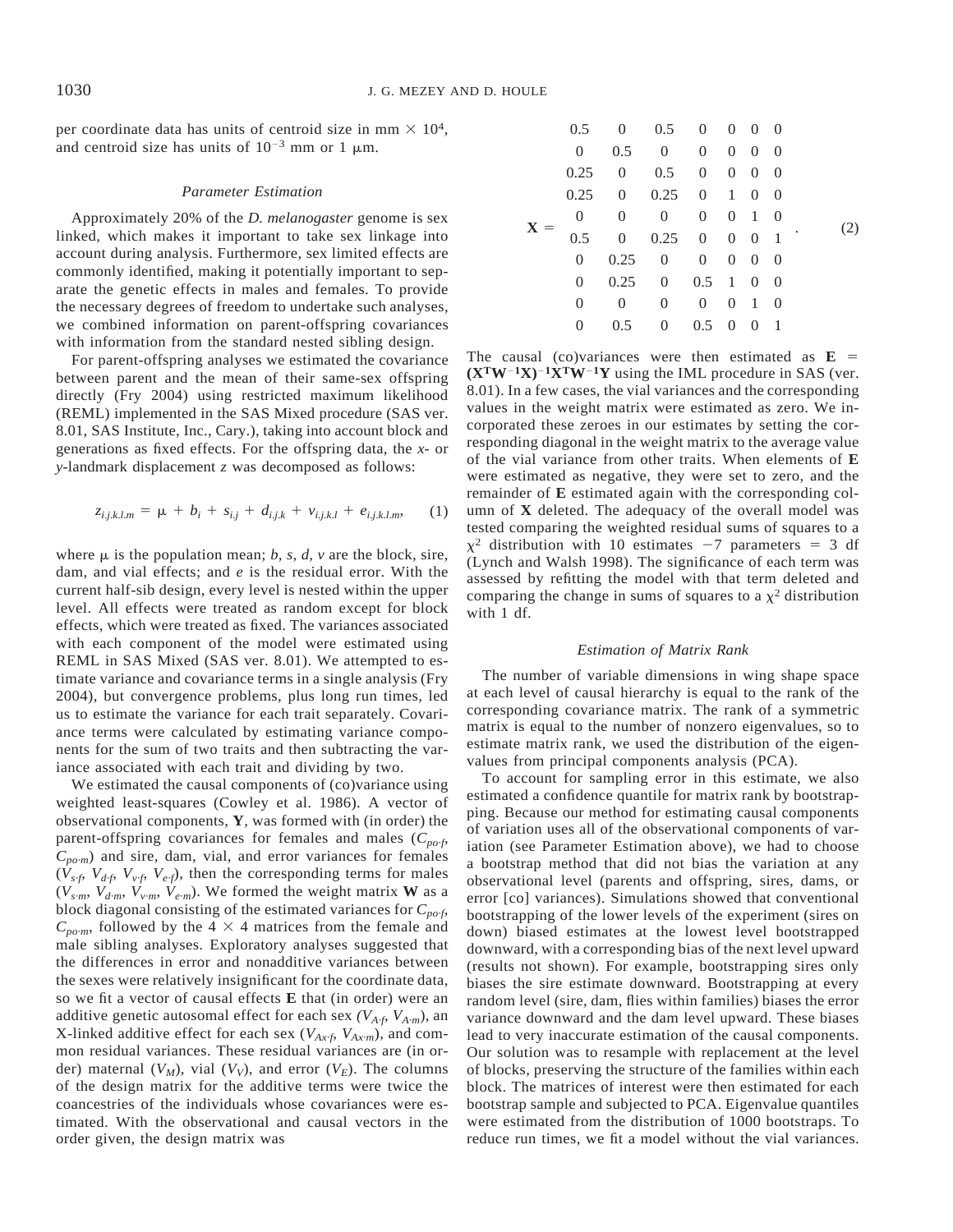per coordinate data has units of centroid size in mm × $10^4$, and centroid size has units of $10^{-3}$ mm or 1 μm.

### *Parameter Estimation*

Approximately 20% of the *D. melanogaster* genome is sex linked, which makes it important to take sex linkage into account during analysis. Furthermore, sex limited effects are commonly identified, making it potentially important to separate the genetic effects in males and females. To provide the necessary degrees of freedom to undertake such analyses, we combined information on parent-offspring covariances with information from the standard nested sibling design.

For parent-offspring analyses we estimated the covariance between parent and the mean of their same-sex offspring directly (Fry 2004) using restricted maximum likelihood (REML) implemented in the SAS Mixed procedure (SAS ver. 8.01, SAS Institute, Inc., Cary.), taking into account block and generations as fixed effects. For the offspring data, the *x*- or *y*-landmark displacement *z* was decomposed as follows:

$$z_{i.j.k.l.m} = \mu + b_i + s_{i.j} + d_{i.j.k} + v_{i.j.k.l} + e_{i.j.k.l.m}, \qquad (1)$$

where μ is the population mean; *b, s, d, v* are the block, sire, dam, and vial effects; and *e* is the residual error. With the current half-sib design, every level is nested within the upper level. All effects were treated as random except for block effects, which were treated as fixed. The variances associated with each component of the model were estimated using REML in SAS Mixed (SAS ver. 8.01). We attempted to estimate variance and covariance terms in a single analysis (Fry 2004), but convergence problems, plus long run times, led us to estimate the variance for each trait separately. Covariance terms were calculated by estimating variance components for the sum of two traits and then subtracting the variance associated with each trait and dividing by two.

We estimated the causal components of (co)variance using weighted least-squares (Cowley et al. 1986). A vector of observational components, **Y**, was formed with (in order) the parent-offspring covariances for females and males ($C_{po\cdot f}$, $C_{po\cdot m}$) and sire, dam, vial, and error variances for females ($V_{s\cdot f}$, $V_{d\cdot f}$, $V_{v\cdot f}$, $V_{e\cdot f}$), then the corresponding terms for males ($V_{s\cdot m}$, $V_{d\cdot m}$, $V_{v\cdot m}$, $V_{e\cdot m}$). We formed the weight matrix **W** as a block diagonal consisting of the estimated variances for $C_{po\cdot f}$, $C_{po\cdot m}$, followed by the 4 × 4 matrices from the female and male sibling analyses. Exploratory analyses suggested that the differences in error and nonadditive variances between the sexes were relatively insignificant for the coordinate data, so we fit a vector of causal effects **E** that (in order) were an additive genetic autosomal effect for each sex ($V_{A\cdot f}$, $V_{A\cdot m}$), an X-linked additive effect for each sex ($V_{Ax\cdot f}$, $V_{Ax\cdot m}$), and common residual variances. These residual variances are (in order) maternal ($V_M$), vial ($V_V$), and error ($V_E$). The columns of the design matrix for the additive terms were twice the coancestries of the individuals whose covariances were estimated. With the observational and causal vectors in the order given, the design matrix was

$$\mathbf{X} = \begin{bmatrix} 0.5 & 0 & 0.5 & 0 & 0 & 0 & 0 \\ 0 & 0.5 & 0 & 0 & 0 & 0 & 0 \\ 0.25 & 0 & 0.5 & 0 & 0 & 0 & 0 \\ 0.25 & 0 & 0.25 & 0 & 1 & 0 & 0 \\ 0 & 0 & 0 & 0 & 0 & 1 & 0 \\ 0.5 & 0 & 0.25 & 0 & 0 & 0 & 1 \\ 0 & 0.25 & 0 & 0 & 0 & 0 & 0 \\ 0 & 0.25 & 0 & 0.5 & 1 & 0 & 0 \\ 0 & 0 & 0 & 0 & 0 & 1 & 0 \\ 0 & 0.5 & 0 & 0.5 & 0 & 0 & 1 \end{bmatrix}. \qquad (2)$$

The causal (co)variances were then estimated as $\mathbf{E} = (\mathbf{X^TW^{-1}X})^{-1}\mathbf{X^TW^{-1}Y}$ using the IML procedure in SAS (ver. 8.01). In a few cases, the vial variances and the corresponding values in the weight matrix were estimated as zero. We incorporated these zeroes in our estimates by setting the corresponding diagonal in the weight matrix to the average value of the vial variance from other traits. When elements of **E** were estimated as negative, they were set to zero, and the remainder of **E** estimated again with the corresponding column of **X** deleted. The adequacy of the overall model was tested comparing the weighted residual sums of squares to a $\chi^2$ distribution with 10 estimates −7 parameters = 3 df (Lynch and Walsh 1998). The significance of each term was assessed by refitting the model with that term deleted and comparing the change in sums of squares to a $\chi^2$ distribution with 1 df.

### *Estimation of Matrix Rank*

The number of variable dimensions in wing shape space at each level of causal hierarchy is equal to the rank of the corresponding covariance matrix. The rank of a symmetric matrix is equal to the number of nonzero eigenvalues, so to estimate matrix rank, we used the distribution of the eigenvalues from principal components analysis (PCA).

To account for sampling error in this estimate, we also estimated a confidence quantile for matrix rank by bootstrapping. Because our method for estimating causal components of variation uses all of the observational components of variation (see Parameter Estimation above), we had to choose a bootstrap method that did not bias the variation at any observational level (parents and offspring, sires, dams, or error [co] variances). Simulations showed that conventional bootstrapping of the lower levels of the experiment (sires on down) biased estimates at the lowest level bootstrapped downward, with a corresponding bias of the next level upward (results not shown). For example, bootstrapping sires only biases the sire estimate downward. Bootstrapping at every random level (sire, dam, flies within families) biases the error variance downward and the dam level upward. These biases lead to very inaccurate estimation of the causal components. Our solution was to resample with replacement at the level of blocks, preserving the structure of the families within each block. The matrices of interest were then estimated for each bootstrap sample and subjected to PCA. Eigenvalue quantiles were estimated from the distribution of 1000 bootstraps. To reduce run times, we fit a model without the vial variances.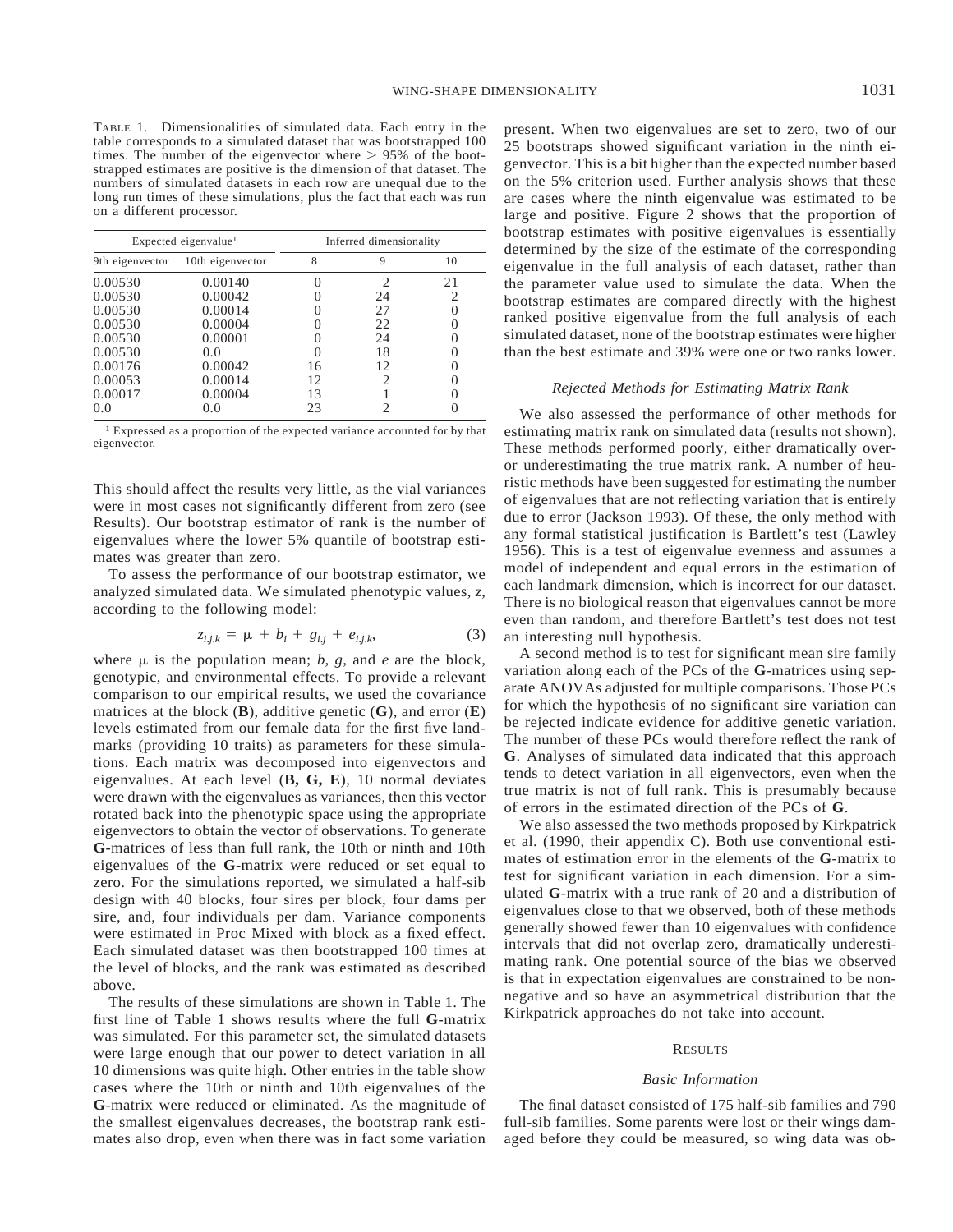TABLE 1. Dimensionalities of simulated data. Each entry in the table corresponds to a simulated dataset that was bootstrapped 100 times. The number of the eigenvector where > 95% of the bootstrapped estimates are positive is the dimension of that dataset. The numbers of simulated datasets in each row are unequal due to the long run times of these simulations, plus the fact that each was run on a different processor.

| Expected eigenvalue[1] | | Inferred dimensionality | | |
|---|---|---|---|---|
| 9th eigenvector | 10th eigenvector | 8 | 9 | 10 |
| 0.00530 | 0.00140 | 0 | 2 | 21 |
| 0.00530 | 0.00042 | 0 | 24 | 2 |
| 0.00530 | 0.00014 | 0 | 27 | 0 |
| 0.00530 | 0.00004 | 0 | 22 | 0 |
| 0.00530 | 0.00001 | 0 | 24 | 0 |
| 0.00530 | 0.0 | 0 | 18 | 0 |
| 0.00176 | 0.00042 | 16 | 12 | 0 |
| 0.00053 | 0.00014 | 12 | 2 | 0 |
| 0.00017 | 0.00004 | 13 | 1 | 0 |
| 0.0 | 0.0 | 23 | 2 | 0 |

[1] Expressed as a proportion of the expected variance accounted for by that eigenvector.

This should affect the results very little, as the vial variances were in most cases not significantly different from zero (see Results). Our bootstrap estimator of rank is the number of eigenvalues where the lower 5% quantile of bootstrap estimates was greater than zero.

To assess the performance of our bootstrap estimator, we analyzed simulated data. We simulated phenotypic values, $z$, according to the following model:

$$z_{i,j,k} = \mu + b_i + g_{i,j} + e_{i,j,k}, \tag{3}$$

where $\mu$ is the population mean; $b$, $g$, and $e$ are the block, genotypic, and environmental effects. To provide a relevant comparison to our empirical results, we used the covariance matrices at the block (**B**), additive genetic (**G**), and error (**E**) levels estimated from our female data for the first five landmarks (providing 10 traits) as parameters for these simulations. Each matrix was decomposed into eigenvectors and eigenvalues. At each level (**B, G, E**), 10 normal deviates were drawn with the eigenvalues as variances, then this vector rotated back into the phenotypic space using the appropriate eigenvectors to obtain the vector of observations. To generate **G**-matrices of less than full rank, the 10th or ninth and 10th eigenvalues of the **G**-matrix were reduced or set equal to zero. For the simulations reported, we simulated a half-sib design with 40 blocks, four sires per block, four dams per sire, and, four individuals per dam. Variance components were estimated in Proc Mixed with block as a fixed effect. Each simulated dataset was then bootstrapped 100 times at the level of blocks, and the rank was estimated as described above.

The results of these simulations are shown in Table 1. The first line of Table 1 shows results where the full **G**-matrix was simulated. For this parameter set, the simulated datasets were large enough that our power to detect variation in all 10 dimensions was quite high. Other entries in the table show cases where the 10th or ninth and 10th eigenvalues of the **G**-matrix were reduced or eliminated. As the magnitude of the smallest eigenvalues decreases, the bootstrap rank estimates also drop, even when there was in fact some variation present. When two eigenvalues are set to zero, two of our 25 bootstraps showed significant variation in the ninth eigenvector. This is a bit higher than the expected number based on the 5% criterion used. Further analysis shows that these are cases where the ninth eigenvalue was estimated to be large and positive. Figure 2 shows that the proportion of bootstrap estimates with positive eigenvalues is essentially determined by the size of the estimate of the corresponding eigenvalue in the full analysis of each dataset, rather than the parameter value used to simulate the data. When the bootstrap estimates are compared directly with the highest ranked positive eigenvalue from the full analysis of each simulated dataset, none of the bootstrap estimates were higher than the best estimate and 39% were one or two ranks lower.

### *Rejected Methods for Estimating Matrix Rank*

We also assessed the performance of other methods for estimating matrix rank on simulated data (results not shown). These methods performed poorly, either dramatically over- or underestimating the true matrix rank. A number of heuristic methods have been suggested for estimating the number of eigenvalues that are not reflecting variation that is entirely due to error (Jackson 1993). Of these, the only method with any formal statistical justification is Bartlett's test (Lawley 1956). This is a test of eigenvalue evenness and assumes a model of independent and equal errors in the estimation of each landmark dimension, which is incorrect for our dataset. There is no biological reason that eigenvalues cannot be more even than random, and therefore Bartlett's test does not test an interesting null hypothesis.

A second method is to test for significant mean sire family variation along each of the PCs of the **G**-matrices using separate ANOVAs adjusted for multiple comparisons. Those PCs for which the hypothesis of no significant sire variation can be rejected indicate evidence for additive genetic variation. The number of these PCs would therefore reflect the rank of **G**. Analyses of simulated data indicated that this approach tends to detect variation in all eigenvectors, even when the true matrix is not of full rank. This is presumably because of errors in the estimated direction of the PCs of **G**.

We also assessed the two methods proposed by Kirkpatrick et al. (1990, their appendix C). Both use conventional estimates of estimation error in the elements of the **G**-matrix to test for significant variation in each dimension. For a simulated **G**-matrix with a true rank of 20 and a distribution of eigenvalues close to that we observed, both of these methods generally showed fewer than 10 eigenvalues with confidence intervals that did not overlap zero, dramatically underestimating rank. One potential source of the bias we observed is that in expectation eigenvalues are constrained to be nonnegative and so have an asymmetrical distribution that the Kirkpatrick approaches do not take into account.

## RESULTS

### *Basic Information*

The final dataset consisted of 175 half-sib families and 790 full-sib families. Some parents were lost or their wings damaged before they could be measured, so wing data was ob-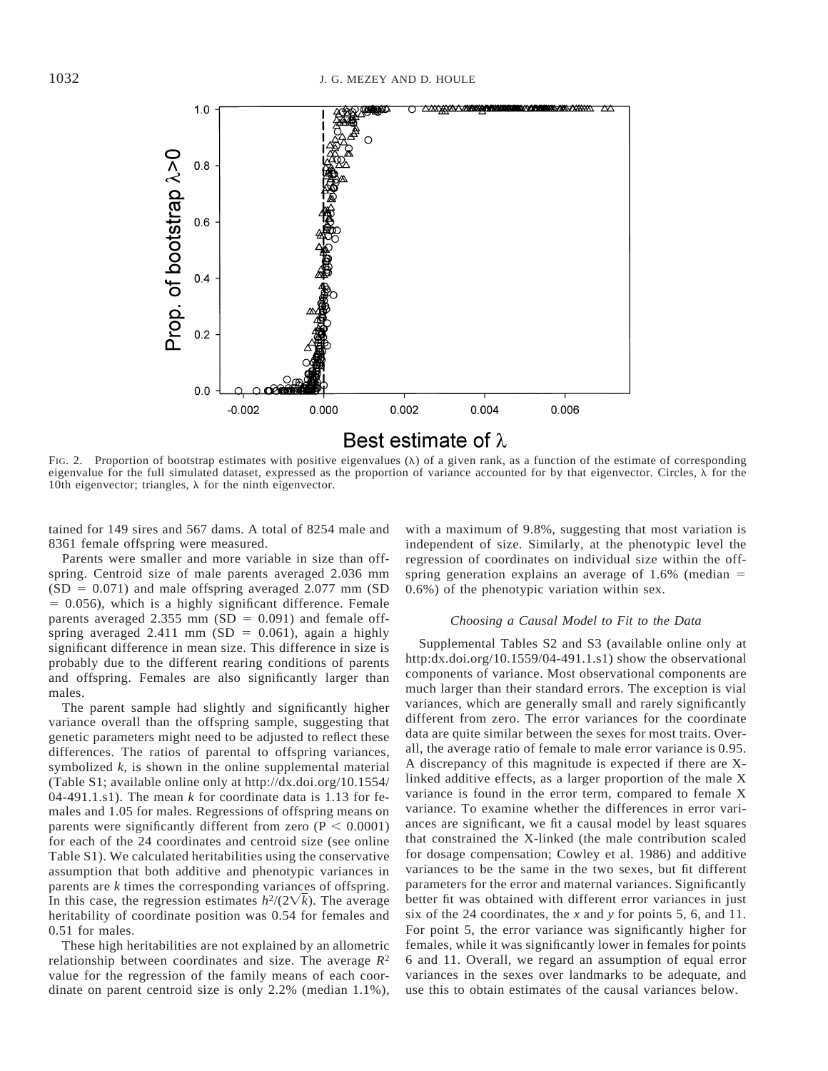FIG. 2. Proportion of bootstrap estimates with positive eigenvalues ($\lambda$) of a given rank, as a function of the estimate of corresponding eigenvalue for the full simulated dataset, expressed as the proportion of variance accounted for by that eigenvector. Circles, $\lambda$ for the 10th eigenvector; triangles, $\lambda$ for the ninth eigenvector.

tained for 149 sires and 567 dams. A total of 8254 male and 8361 female offspring were measured.

Parents were smaller and more variable in size than offspring. Centroid size of male parents averaged 2.036 mm (SD = 0.071) and male offspring averaged 2.077 mm (SD = 0.056), which is a highly significant difference. Female parents averaged 2.355 mm (SD = 0.091) and female offspring averaged 2.411 mm (SD = 0.061), again a highly significant difference in mean size. This difference in size is probably due to the different rearing conditions of parents and offspring. Females are also significantly larger than males.

The parent sample had slightly and significantly higher variance overall than the offspring sample, suggesting that genetic parameters might need to be adjusted to reflect these differences. The ratios of parental to offspring variances, symbolized *k*, is shown in the online supplemental material (Table S1; available online only at http://dx.doi.org/10.1554/04-491.1.s1). The mean *k* for coordinate data is 1.13 for females and 1.05 for males. Regressions of offspring means on parents were significantly different from zero ($P < 0.0001$) for each of the 24 coordinates and centroid size (see online Table S1). We calculated heritabilities using the conservative assumption that both additive and phenotypic variances in parents are *k* times the corresponding variances of offspring. In this case, the regression estimates $h^2/(2\sqrt{k})$. The average heritability of coordinate position was 0.54 for females and 0.51 for males.

These high heritabilities are not explained by an allometric relationship between coordinates and size. The average $R^2$ value for the regression of the family means of each coordinate on parent centroid size is only 2.2% (median 1.1%), with a maximum of 9.8%, suggesting that most variation is independent of size. Similarly, at the phenotypic level the regression of coordinates on individual size within the offspring generation explains an average of 1.6% (median = 0.6%) of the phenotypic variation within sex.

### *Choosing a Causal Model to Fit to the Data*

Supplemental Tables S2 and S3 (available online only at http:dx.doi.org/10.1559/04-491.1.s1) show the observational components of variance. Most observational components are much larger than their standard errors. The exception is vial variances, which are generally small and rarely significantly different from zero. The error variances for the coordinate data are quite similar between the sexes for most traits. Overall, the average ratio of female to male error variance is 0.95. A discrepancy of this magnitude is expected if there are X-linked additive effects, as a larger proportion of the male X variance is found in the error term, compared to female X variance. To examine whether the differences in error variances are significant, we fit a causal model by least squares that constrained the X-linked (the male contribution scaled for dosage compensation; Cowley et al. 1986) and additive variances to be the same in the two sexes, but fit different parameters for the error and maternal variances. Significantly better fit was obtained with different error variances in just six of the 24 coordinates, the *x* and *y* for points 5, 6, and 11. For point 5, the error variance was significantly higher for females, while it was significantly lower in females for points 6 and 11. Overall, we regard an assumption of equal error variances in the sexes over landmarks to be adequate, and use this to obtain estimates of the causal variances below.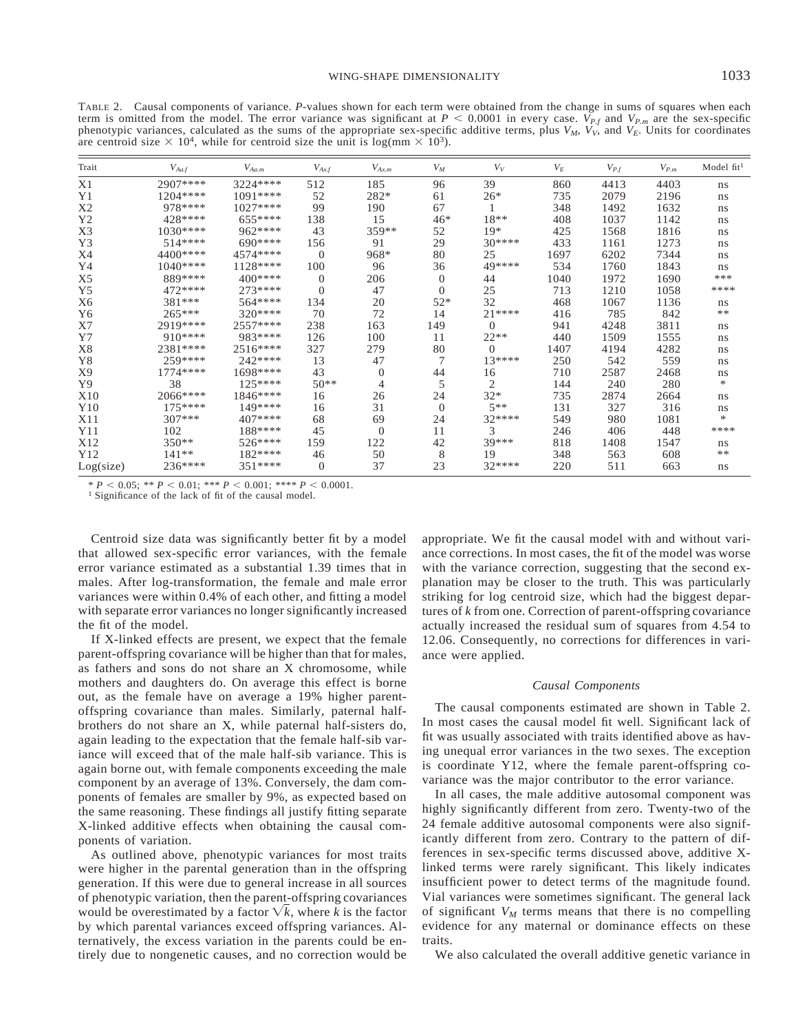TABLE 2. Causal components of variance. *P*-values shown for each term were obtained from the change in sums of squares when each term is omitted from the model. The error variance was significant at $P < 0.0001$ in every case. $V_{P.f}$ and $V_{P.m}$ are the sex-specific phenotypic variances, calculated as the sums of the appropriate sex-specific additive terms, plus $V_M$, $V_V$, and $V_E$. Units for coordinates are centroid size $\times 10^4$, while for centroid size the unit is $\log(\text{mm} \times 10^3)$.

| Trait | $V_{Aa.f}$ | $V_{Aa.m}$ | $V_{Ax.f}$ | $V_{Ax.m}$ | $V_M$ | $V_V$ | $V_E$ | $V_{P.f}$ | $V_{P.m}$ | Model fit[1] |
|---|---|---|---|---|---|---|---|---|---|---|
| X1 | 2907**** | 3224**** | 512 | 185 | 96 | 39 | 860 | 4413 | 4403 | ns |
| Y1 | 1204**** | 1091**** | 52 | 282* | 61 | 26* | 735 | 2079 | 2196 | ns |
| X2 | 978**** | 1027**** | 99 | 190 | 67 | 1 | 348 | 1492 | 1632 | ns |
| Y2 | 428**** | 655**** | 138 | 15 | 46* | 18** | 408 | 1037 | 1142 | ns |
| X3 | 1030**** | 962**** | 43 | 359** | 52 | 19* | 425 | 1568 | 1816 | ns |
| Y3 | 514**** | 690**** | 156 | 91 | 29 | 30**** | 433 | 1161 | 1273 | ns |
| X4 | 4400**** | 4574**** | 0 | 968* | 80 | 25 | 1697 | 6202 | 7344 | ns |
| Y4 | 1040**** | 1128**** | 100 | 96 | 36 | 49**** | 534 | 1760 | 1843 | ns |
| X5 | 889**** | 400**** | 0 | 206 | 0 | 44 | 1040 | 1972 | 1690 | *** |
| Y5 | 472**** | 273**** | 0 | 47 | 0 | 25 | 713 | 1210 | 1058 | **** |
| X6 | 381*** | 564**** | 134 | 20 | 52* | 32 | 468 | 1067 | 1136 | ns |
| Y6 | 265*** | 320**** | 70 | 72 | 14 | 21**** | 416 | 785 | 842 | ** |
| X7 | 2919**** | 2557**** | 238 | 163 | 149 | 0 | 941 | 4248 | 3811 | ns |
| Y7 | 910**** | 983**** | 126 | 100 | 11 | 22** | 440 | 1509 | 1555 | ns |
| X8 | 2381**** | 2516**** | 327 | 279 | 80 | 0 | 1407 | 4194 | 4282 | ns |
| Y8 | 259**** | 242**** | 13 | 47 | 7 | 13**** | 250 | 542 | 559 | ns |
| X9 | 1774**** | 1698**** | 43 | 0 | 44 | 16 | 710 | 2587 | 2468 | ns |
| Y9 | 38 | 125**** | 50** | 4 | 5 | 2 | 144 | 240 | 280 | * |
| X10 | 2066**** | 1846**** | 16 | 26 | 24 | 32* | 735 | 2874 | 2664 | ns |
| Y10 | 175**** | 149**** | 16 | 31 | 0 | 5** | 131 | 327 | 316 | ns |
| X11 | 307*** | 407**** | 68 | 69 | 24 | 32**** | 549 | 980 | 1081 | * |
| Y11 | 102 | 188**** | 45 | 0 | 11 | 3 | 246 | 406 | 448 | **** |
| X12 | 350** | 526**** | 159 | 122 | 42 | 39*** | 818 | 1408 | 1547 | ns |
| Y12 | 141** | 182**** | 46 | 50 | 8 | 19 | 348 | 563 | 608 | ** |
| Log(size) | 236**** | 351**** | 0 | 37 | 23 | 32**** | 220 | 511 | 663 | ns |

* $P < 0.05$; ** $P < 0.01$; *** $P < 0.001$; **** $P < 0.0001$.

[1] Significance of the lack of fit of the causal model.

Centroid size data was significantly better fit by a model that allowed sex-specific error variances, with the female error variance estimated as a substantial 1.39 times that in males. After log-transformation, the female and male error variances were within 0.4% of each other, and fitting a model with separate error variances no longer significantly increased the fit of the model.

If X-linked effects are present, we expect that the female parent-offspring covariance will be higher than that for males, as fathers and sons do not share an X chromosome, while mothers and daughters do. On average this effect is borne out, as the female have on average a 19% higher parent-offspring covariance than males. Similarly, paternal half-brothers do not share an X, while paternal half-sisters do, again leading to the expectation that the female half-sib variance will exceed that of the male half-sib variance. This is again borne out, with female components exceeding the male component by an average of 13%. Conversely, the dam components of females are smaller by 9%, as expected based on the same reasoning. These findings all justify fitting separate X-linked additive effects when obtaining the causal components of variation.

As outlined above, phenotypic variances for most traits were higher in the parental generation than in the offspring generation. If this were due to general increase in all sources of phenotypic variation, then the parent-offspring covariances would be overestimated by a factor $\sqrt{k}$, where $k$ is the factor by which parental variances exceed offspring variances. Alternatively, the excess variation in the parents could be entirely due to nongenetic causes, and no correction would be appropriate. We fit the causal model with and without variance corrections. In most cases, the fit of the model was worse with the variance correction, suggesting that the second explanation may be closer to the truth. This was particularly striking for log centroid size, which had the biggest departures of $k$ from one. Correction of parent-offspring covariance actually increased the residual sum of squares from 4.54 to 12.06. Consequently, no corrections for differences in variance were applied.

### *Causal Components*

The causal components estimated are shown in Table 2. In most cases the causal model fit well. Significant lack of fit was usually associated with traits identified above as having unequal error variances in the two sexes. The exception is coordinate Y12, where the female parent-offspring covariance was the major contributor to the error variance.

In all cases, the male additive autosomal component was highly significantly different from zero. Twenty-two of the 24 female additive autosomal components were also significantly different from zero. Contrary to the pattern of differences in sex-specific terms discussed above, additive X-linked terms were rarely significant. This likely indicates insufficient power to detect terms of the magnitude found. Vial variances were sometimes significant. The general lack of significant $V_M$ terms means that there is no compelling evidence for any maternal or dominance effects on these traits.

We also calculated the overall additive genetic variance in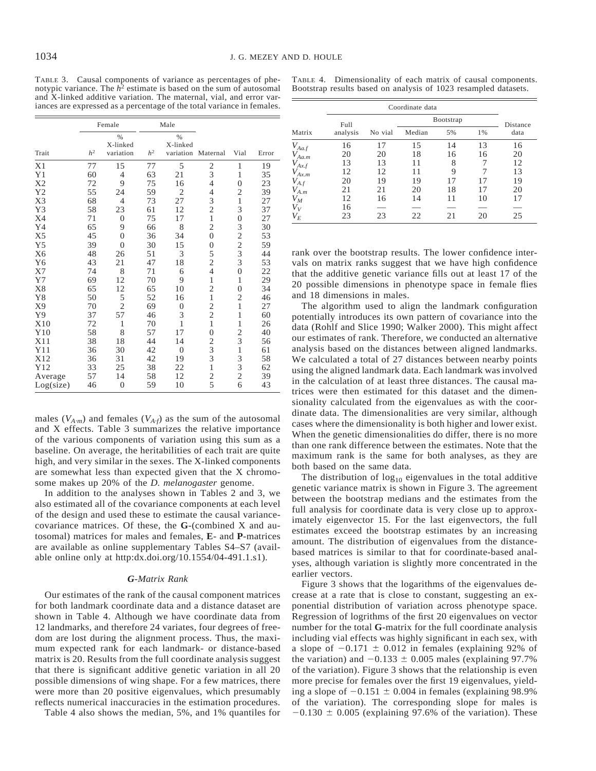TABLE 3. Causal components of variance as percentages of phenotypic variance. The $h^2$ estimate is based on the sum of autosomal and X-linked additive variation. The maternal, vial, and error variances are expressed as a percentage of the total variance in females.

| | Female | | Male | | | | |
|---|---|---|---|---|---|---|---|
| Trait | $h^2$ | % X-linked variation | $h^2$ | % X-linked variation | Maternal | Vial | Error |
| X1 | 77 | 15 | 77 | 5 | 2 | 1 | 19 |
| Y1 | 60 | 4 | 63 | 21 | 3 | 1 | 35 |
| X2 | 72 | 9 | 75 | 16 | 4 | 0 | 23 |
| Y2 | 55 | 24 | 59 | 2 | 4 | 2 | 39 |
| X3 | 68 | 4 | 73 | 27 | 3 | 1 | 27 |
| Y3 | 58 | 23 | 61 | 12 | 2 | 3 | 37 |
| X4 | 71 | 0 | 75 | 17 | 1 | 0 | 27 |
| Y4 | 65 | 9 | 66 | 8 | 2 | 3 | 30 |
| X5 | 45 | 0 | 36 | 34 | 0 | 2 | 53 |
| Y5 | 39 | 0 | 30 | 15 | 0 | 2 | 59 |
| X6 | 48 | 26 | 51 | 3 | 5 | 3 | 44 |
| Y6 | 43 | 21 | 47 | 18 | 2 | 3 | 53 |
| X7 | 74 | 8 | 71 | 6 | 4 | 0 | 22 |
| Y7 | 69 | 12 | 70 | 9 | 1 | 1 | 29 |
| X8 | 65 | 12 | 65 | 10 | 2 | 0 | 34 |
| Y8 | 50 | 5 | 52 | 16 | 1 | 2 | 46 |
| X9 | 70 | 2 | 69 | 0 | 2 | 1 | 27 |
| Y9 | 37 | 57 | 46 | 3 | 2 | 1 | 60 |
| X10 | 72 | 1 | 70 | 1 | 1 | 1 | 26 |
| Y10 | 58 | 8 | 57 | 17 | 0 | 2 | 40 |
| X11 | 38 | 18 | 44 | 14 | 2 | 3 | 56 |
| Y11 | 36 | 30 | 42 | 0 | 3 | 1 | 61 |
| X12 | 36 | 31 | 42 | 19 | 3 | 3 | 58 |
| Y12 | 33 | 25 | 38 | 22 | 1 | 3 | 62 |
| Average | 57 | 14 | 58 | 12 | 2 | 2 | 39 |
| Log(size) | 46 | 0 | 59 | 10 | 5 | 6 | 43 |

males ($V_{A \cdot m}$) and females ($V_{A \cdot f}$) as the sum of the autosomal and X effects. Table 3 summarizes the relative importance of the various components of variation using this sum as a baseline. On average, the heritabilities of each trait are quite high, and very similar in the sexes. The X-linked components are somewhat less than expected given that the X chromosome makes up 20% of the *D. melanogaster* genome.

In addition to the analyses shown in Tables 2 and 3, we also estimated all of the covariance components at each level of the design and used these to estimate the causal variance-covariance matrices. Of these, the **G**-(combined X and autosomal) matrices for males and females, **E**- and **P**-matrices are available as online supplementary Tables S4–S7 (available online only at http:dx.doi.org/10.1554/04-491.1.s1).

### *G*-Matrix Rank

Our estimates of the rank of the causal component matrices for both landmark coordinate data and a distance dataset are shown in Table 4. Although we have coordinate data from 12 landmarks, and therefore 24 variates, four degrees of freedom are lost during the alignment process. Thus, the maximum expected rank for each landmark- or distance-based matrix is 20. Results from the full coordinate analysis suggest that there is significant additive genetic variation in all 20 possible dimensions of wing shape. For a few matrices, there were more than 20 positive eigenvalues, which presumably reflects numerical inaccuracies in the estimation procedures.

Table 4 also shows the median, 5%, and 1% quantiles for

TABLE 4. Dimensionality of each matrix of causal components. Bootstrap results based on analysis of 1023 resampled datasets.

| | Coordinate data | | | | | |
|---|---|---|---|---|---|---|
| | | | Bootstrap | | | |
| Matrix | Full analysis | No vial | Median | 5% | 1% | Distance data |
| $V_{Aa.f}$ | 16 | 17 | 15 | 14 | 13 | 16 |
| $V_{Aa.m}$ | 20 | 20 | 18 | 16 | 16 | 20 |
| $V_{Ax.f}$ | 13 | 13 | 11 | 8 | 7 | 12 |
| $V_{Ax.m}$ | 12 | 12 | 11 | 9 | 7 | 13 |
| $V_{A.f}$ | 20 | 19 | 19 | 17 | 17 | 19 |
| $V_{A.m}$ | 21 | 21 | 20 | 18 | 17 | 20 |
| $V_M$ | 12 | 16 | 14 | 11 | 10 | 17 |
| $V_V$ | 16 | — | — | — | — | — |
| $V_E$ | 23 | 23 | 22 | 21 | 20 | 25 |

rank over the bootstrap results. The lower confidence intervals on matrix ranks suggest that we have high confidence that the additive genetic variance fills out at least 17 of the 20 possible dimensions in phenotype space in female flies and 18 dimensions in males.

The algorithm used to align the landmark configuration potentially introduces its own pattern of covariance into the data (Rohlf and Slice 1990; Walker 2000). This might affect our estimates of rank. Therefore, we conducted an alternative analysis based on the distances between aligned landmarks. We calculated a total of 27 distances between nearby points using the aligned landmark data. Each landmark was involved in the calculation of at least three distances. The causal matrices were then estimated for this dataset and the dimensionality calculated from the eigenvalues as with the coordinate data. The dimensionalities are very similar, although cases where the dimensionality is both higher and lower exist. When the genetic dimensionalities do differ, there is no more than one rank difference between the estimates. Note that the maximum rank is the same for both analyses, as they are both based on the same data.

The distribution of $\log_{10}$ eigenvalues in the total additive genetic variance matrix is shown in Figure 3. The agreement between the bootstrap medians and the estimates from the full analysis for coordinate data is very close up to approximately eigenvector 15. For the last eigenvectors, the full estimates exceed the bootstrap estimates by an increasing amount. The distribution of eigenvalues from the distance-based matrices is similar to that for coordinate-based analyses, although variation is slightly more concentrated in the earlier vectors.

Figure 3 shows that the logarithms of the eigenvalues decrease at a rate that is close to constant, suggesting an exponential distribution of variation across phenotype space. Regression of logrithms of the first 20 eigenvalues on vector number for the total **G**-matrix for the full coordinate analysis including vial effects was highly significant in each sex, with a slope of $-0.171 \pm 0.012$ in females (explaining 92% of the variation) and $-0.133 \pm 0.005$ males (explaining 97.7% of the variation). Figure 3 shows that the relationship is even more precise for females over the first 19 eigenvalues, yielding a slope of $-0.151 \pm 0.004$ in females (explaining 98.9% of the variation). The corresponding slope for males is $-0.130 \pm 0.005$ (explaining 97.6% of the variation). These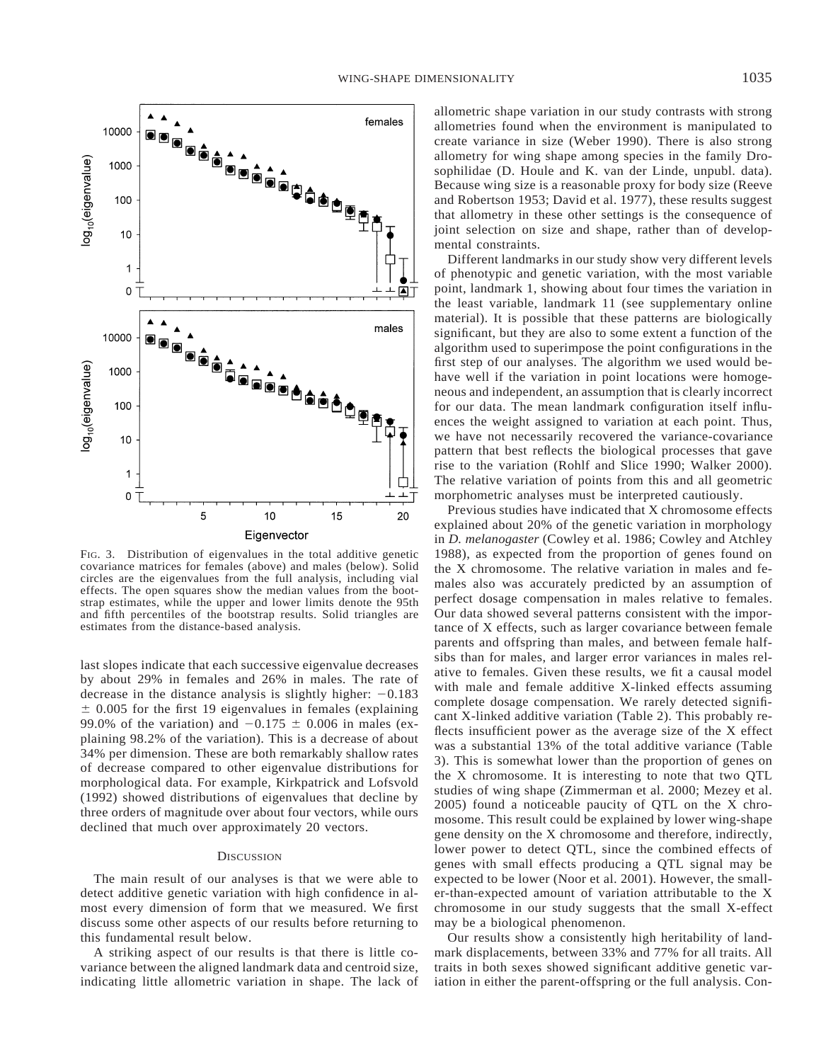FIG. 3. Distribution of eigenvalues in the total additive genetic covariance matrices for females (above) and males (below). Solid circles are the eigenvalues from the full analysis, including vial effects. The open squares show the median values from the bootstrap estimates, while the upper and lower limits denote the 95th and fifth percentiles of the bootstrap results. Solid triangles are estimates from the distance-based analysis.

last slopes indicate that each successive eigenvalue decreases by about 29% in females and 26% in males. The rate of decrease in the distance analysis is slightly higher: $-0.183 \pm 0.005$ for the first 19 eigenvalues in females (explaining 99.0% of the variation) and $-0.175 \pm 0.006$ in males (explaining 98.2% of the variation). This is a decrease of about 34% per dimension. These are both remarkably shallow rates of decrease compared to other eigenvalue distributions for morphological data. For example, Kirkpatrick and Lofsvold (1992) showed distributions of eigenvalues that decline by three orders of magnitude over about four vectors, while ours declined that much over approximately 20 vectors.

## DISCUSSION

The main result of our analyses is that we were able to detect additive genetic variation with high confidence in almost every dimension of form that we measured. We first discuss some other aspects of our results before returning to this fundamental result below.

A striking aspect of our results is that there is little covariance between the aligned landmark data and centroid size, indicating little allometric variation in shape. The lack of allometric shape variation in our study contrasts with strong allometries found when the environment is manipulated to create variance in size (Weber 1990). There is also strong allometry for wing shape among species in the family Drosophilidae (D. Houle and K. van der Linde, unpubl. data). Because wing size is a reasonable proxy for body size (Reeve and Robertson 1953; David et al. 1977), these results suggest that allometry in these other settings is the consequence of joint selection on size and shape, rather than of developmental constraints.

Different landmarks in our study show very different levels of phenotypic and genetic variation, with the most variable point, landmark 1, showing about four times the variation in the least variable, landmark 11 (see supplementary online material). It is possible that these patterns are biologically significant, but they are also to some extent a function of the algorithm used to superimpose the point configurations in the first step of our analyses. The algorithm we used would behave well if the variation in point locations were homogeneous and independent, an assumption that is clearly incorrect for our data. The mean landmark configuration itself influences the weight assigned to variation at each point. Thus, we have not necessarily recovered the variance-covariance pattern that best reflects the biological processes that gave rise to the variation (Rohlf and Slice 1990; Walker 2000). The relative variation of points from this and all geometric morphometric analyses must be interpreted cautiously.

Previous studies have indicated that X chromosome effects explained about 20% of the genetic variation in morphology in *D. melanogaster* (Cowley et al. 1986; Cowley and Atchley 1988), as expected from the proportion of genes found on the X chromosome. The relative variation in males and females also was accurately predicted by an assumption of perfect dosage compensation in males relative to females. Our data showed several patterns consistent with the importance of X effects, such as larger covariance between female parents and offspring than males, and between female half-sibs than for males, and larger error variances in males relative to females. Given these results, we fit a causal model with male and female additive X-linked effects assuming complete dosage compensation. We rarely detected significant X-linked additive variation (Table 2). This probably reflects insufficient power as the average size of the X effect was a substantial 13% of the total additive variance (Table 3). This is somewhat lower than the proportion of genes on the X chromosome. It is interesting to note that two QTL studies of wing shape (Zimmerman et al. 2000; Mezey et al. 2005) found a noticeable paucity of QTL on the X chromosome. This result could be explained by lower wing-shape gene density on the X chromosome and therefore, indirectly, lower power to detect QTL, since the combined effects of genes with small effects producing a QTL signal may be expected to be lower (Noor et al. 2001). However, the smaller-than-expected amount of variation attributable to the X chromosome in our study suggests that the small X-effect may be a biological phenomenon.

Our results show a consistently high heritability of landmark displacements, between 33% and 77% for all traits. All traits in both sexes showed significant additive genetic variation in either the parent-offspring or the full analysis. Con-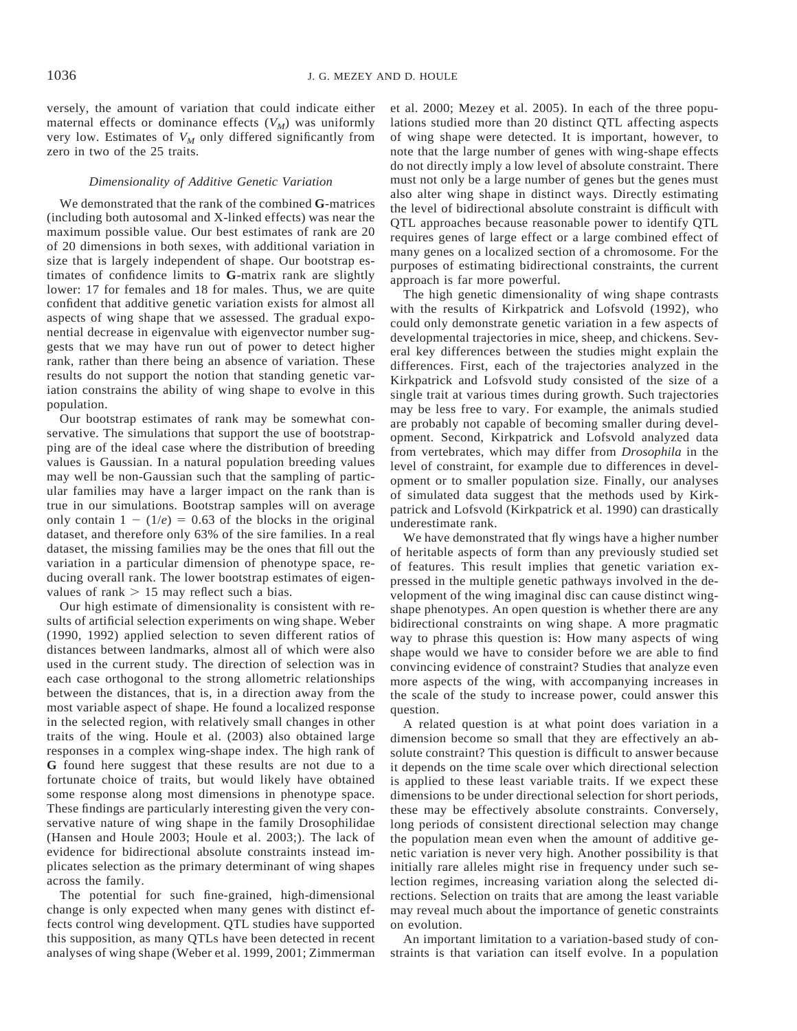versely, the amount of variation that could indicate either maternal effects or dominance effects ($V_M$) was uniformly very low. Estimates of $V_M$ only differed significantly from zero in two of the 25 traits.

### *Dimensionality of Additive Genetic Variation*

We demonstrated that the rank of the combined **G**-matrices (including both autosomal and X-linked effects) was near the maximum possible value. Our best estimates of rank are 20 of 20 dimensions in both sexes, with additional variation in size that is largely independent of shape. Our bootstrap estimates of confidence limits to **G**-matrix rank are slightly lower: 17 for females and 18 for males. Thus, we are quite confident that additive genetic variation exists for almost all aspects of wing shape that we assessed. The gradual exponential decrease in eigenvalue with eigenvector number suggests that we may have run out of power to detect higher rank, rather than there being an absence of variation. These results do not support the notion that standing genetic variation constrains the ability of wing shape to evolve in this population.

Our bootstrap estimates of rank may be somewhat conservative. The simulations that support the use of bootstrapping are of the ideal case where the distribution of breeding values is Gaussian. In a natural population breeding values may well be non-Gaussian such that the sampling of particular families may have a larger impact on the rank than is true in our simulations. Bootstrap samples will on average only contain $1 - (1/e) = 0.63$ of the blocks in the original dataset, and therefore only 63% of the sire families. In a real dataset, the missing families may be the ones that fill out the variation in a particular dimension of phenotype space, reducing overall rank. The lower bootstrap estimates of eigenvalues of rank $> 15$ may reflect such a bias.

Our high estimate of dimensionality is consistent with results of artificial selection experiments on wing shape. Weber (1990, 1992) applied selection to seven different ratios of distances between landmarks, almost all of which were also used in the current study. The direction of selection was in each case orthogonal to the strong allometric relationships between the distances, that is, in a direction away from the most variable aspect of shape. He found a localized response in the selected region, with relatively small changes in other traits of the wing. Houle et al. (2003) also obtained large responses in a complex wing-shape index. The high rank of **G** found here suggest that these results are not due to a fortunate choice of traits, but would likely have obtained some response along most dimensions in phenotype space. These findings are particularly interesting given the very conservative nature of wing shape in the family Drosophilidae (Hansen and Houle 2003; Houle et al. 2003;). The lack of evidence for bidirectional absolute constraints instead implicates selection as the primary determinant of wing shapes across the family.

The potential for such fine-grained, high-dimensional change is only expected when many genes with distinct effects control wing development. QTL studies have supported this supposition, as many QTLs have been detected in recent analyses of wing shape (Weber et al. 1999, 2001; Zimmerman et al. 2000; Mezey et al. 2005). In each of the three populations studied more than 20 distinct QTL affecting aspects of wing shape were detected. It is important, however, to note that the large number of genes with wing-shape effects do not directly imply a low level of absolute constraint. There must not only be a large number of genes but the genes must also alter wing shape in distinct ways. Directly estimating the level of bidirectional absolute constraint is difficult with QTL approaches because reasonable power to identify QTL requires genes of large effect or a large combined effect of many genes on a localized section of a chromosome. For the purposes of estimating bidirectional constraints, the current approach is far more powerful.

The high genetic dimensionality of wing shape contrasts with the results of Kirkpatrick and Lofsvold (1992), who could only demonstrate genetic variation in a few aspects of developmental trajectories in mice, sheep, and chickens. Several key differences between the studies might explain the differences. First, each of the trajectories analyzed in the Kirkpatrick and Lofsvold study consisted of the size of a single trait at various times during growth. Such trajectories may be less free to vary. For example, the animals studied are probably not capable of becoming smaller during development. Second, Kirkpatrick and Lofsvold analyzed data from vertebrates, which may differ from *Drosophila* in the level of constraint, for example due to differences in development or to smaller population size. Finally, our analyses of simulated data suggest that the methods used by Kirkpatrick and Lofsvold (Kirkpatrick et al. 1990) can drastically underestimate rank.

We have demonstrated that fly wings have a higher number of heritable aspects of form than any previously studied set of features. This result implies that genetic variation expressed in the multiple genetic pathways involved in the development of the wing imaginal disc can cause distinct wing-shape phenotypes. An open question is whether there are any bidirectional constraints on wing shape. A more pragmatic way to phrase this question is: How many aspects of wing shape would we have to consider before we are able to find convincing evidence of constraint? Studies that analyze even more aspects of the wing, with accompanying increases in the scale of the study to increase power, could answer this question.

A related question is at what point does variation in a dimension become so small that they are effectively an absolute constraint? This question is difficult to answer because it depends on the time scale over which directional selection is applied to these least variable traits. If we expect these dimensions to be under directional selection for short periods, these may be effectively absolute constraints. Conversely, long periods of consistent directional selection may change the population mean even when the amount of additive genetic variation is never very high. Another possibility is that initially rare alleles might rise in frequency under such selection regimes, increasing variation along the selected directions. Selection on traits that are among the least variable may reveal much about the importance of genetic constraints on evolution.

An important limitation to a variation-based study of constraints is that variation can itself evolve. In a population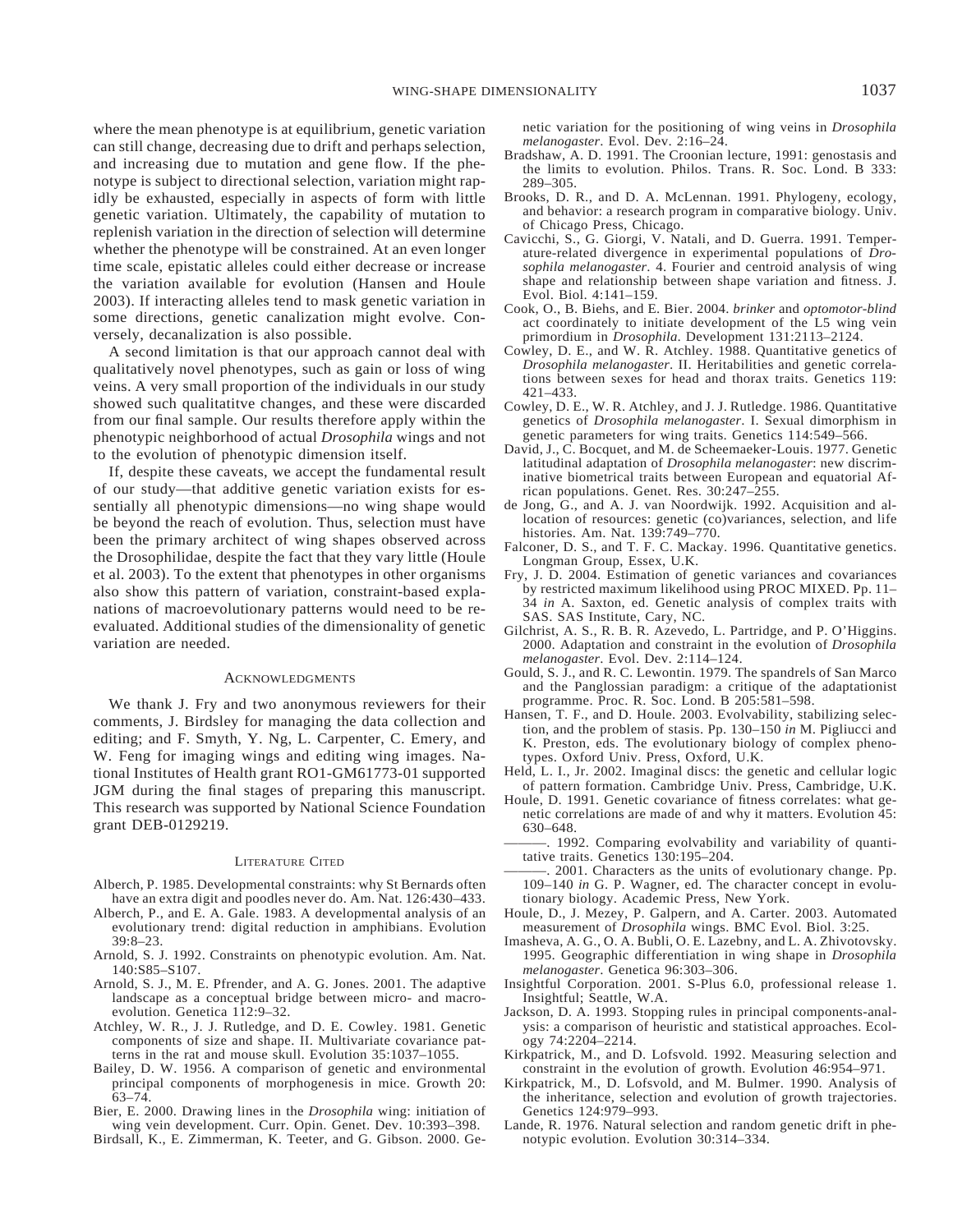where the mean phenotype is at equilibrium, genetic variation can still change, decreasing due to drift and perhaps selection, and increasing due to mutation and gene flow. If the phenotype is subject to directional selection, variation might rapidly be exhausted, especially in aspects of form with little genetic variation. Ultimately, the capability of mutation to replenish variation in the direction of selection will determine whether the phenotype will be constrained. At an even longer time scale, epistatic alleles could either decrease or increase the variation available for evolution (Hansen and Houle 2003). If interacting alleles tend to mask genetic variation in some directions, genetic canalization might evolve. Conversely, decanalization is also possible.

A second limitation is that our approach cannot deal with qualitatively novel phenotypes, such as gain or loss of wing veins. A very small proportion of the individuals in our study showed such qualitatitve changes, and these were discarded from our final sample. Our results therefore apply within the phenotypic neighborhood of actual *Drosophila* wings and not to the evolution of phenotypic dimension itself.

If, despite these caveats, we accept the fundamental result of our study—that additive genetic variation exists for essentially all phenotypic dimensions—no wing shape would be beyond the reach of evolution. Thus, selection must have been the primary architect of wing shapes observed across the Drosophilidae, despite the fact that they vary little (Houle et al. 2003). To the extent that phenotypes in other organisms also show this pattern of variation, constraint-based explanations of macroevolutionary patterns would need to be reevaluated. Additional studies of the dimensionality of genetic variation are needed.

## Acknowledgments

We thank J. Fry and two anonymous reviewers for their comments, J. Birdsley for managing the data collection and editing; and F. Smyth, Y. Ng, L. Carpenter, C. Emery, and W. Feng for imaging wings and editing wing images. National Institutes of Health grant RO1-GM61773-01 supported JGM during the final stages of preparing this manuscript. This research was supported by National Science Foundation grant DEB-0129219.

## Literature Cited

Alberch, P. 1985. Developmental constraints: why St Bernards often have an extra digit and poodles never do. Am. Nat. 126:430–433.

Alberch, P., and E. A. Gale. 1983. A developmental analysis of an evolutionary trend: digital reduction in amphibians. Evolution 39:8–23.

Arnold, S. J. 1992. Constraints on phenotypic evolution. Am. Nat. 140:S85–S107.

Arnold, S. J., M. E. Pfrender, and A. G. Jones. 2001. The adaptive landscape as a conceptual bridge between micro- and macroevolution. Genetica 112:9–32.

Atchley, W. R., J. J. Rutledge, and D. E. Cowley. 1981. Genetic components of size and shape. II. Multivariate covariance patterns in the rat and mouse skull. Evolution 35:1037–1055.

Bailey, D. W. 1956. A comparison of genetic and environmental principal components of morphogenesis in mice. Growth 20: 63–74.

Bier, E. 2000. Drawing lines in the *Drosophila* wing: initiation of wing vein development. Curr. Opin. Genet. Dev. 10:393–398.

Birdsall, K., E. Zimmerman, K. Teeter, and G. Gibson. 2000. Genetic variation for the positioning of wing veins in *Drosophila melanogaster*. Evol. Dev. 2:16–24.

Bradshaw, A. D. 1991. The Croonian lecture, 1991: genostasis and the limits to evolution. Philos. Trans. R. Soc. Lond. B 333: 289–305.

Brooks, D. R., and D. A. McLennan. 1991. Phylogeny, ecology, and behavior: a research program in comparative biology. Univ. of Chicago Press, Chicago.

Cavicchi, S., G. Giorgi, V. Natali, and D. Guerra. 1991. Temperature-related divergence in experimental populations of *Drosophila melanogaster*. 4. Fourier and centroid analysis of wing shape and relationship between shape variation and fitness. J. Evol. Biol. 4:141–159.

Cook, O., B. Biehs, and E. Bier. 2004. *brinker* and *optomotor-blind* act coordinately to initiate development of the L5 wing vein primordium in *Drosophila*. Development 131:2113–2124.

Cowley, D. E., and W. R. Atchley. 1988. Quantitative genetics of *Drosophila melanogaster*. II. Heritabilities and genetic correlations between sexes for head and thorax traits. Genetics 119: 421–433.

Cowley, D. E., W. R. Atchley, and J. J. Rutledge. 1986. Quantitative genetics of *Drosophila melanogaster*. I. Sexual dimorphism in genetic parameters for wing traits. Genetics 114:549–566.

David, J., C. Bocquet, and M. de Scheemaeker-Louis. 1977. Genetic latitudinal adaptation of *Drosophila melanogaster*: new discriminative biometrical traits between European and equatorial African populations. Genet. Res. 30:247–255.

de Jong, G., and A. J. van Noordwijk. 1992. Acquisition and allocation of resources: genetic (co)variances, selection, and life histories. Am. Nat. 139:749–770.

Falconer, D. S., and T. F. C. Mackay. 1996. Quantitative genetics. Longman Group, Essex, U.K.

Fry, J. D. 2004. Estimation of genetic variances and covariances by restricted maximum likelihood using PROC MIXED. Pp. 11–34 *in* A. Saxton, ed. Genetic analysis of complex traits with SAS. SAS Institute, Cary, NC.

Gilchrist, A. S., R. B. R. Azevedo, L. Partridge, and P. O'Higgins. 2000. Adaptation and constraint in the evolution of *Drosophila melanogaster*. Evol. Dev. 2:114–124.

Gould, S. J., and R. C. Lewontin. 1979. The spandrels of San Marco and the Panglossian paradigm: a critique of the adaptationist programme. Proc. R. Soc. Lond. B 205:581–598.

Hansen, T. F., and D. Houle. 2003. Evolvability, stabilizing selection, and the problem of stasis. Pp. 130–150 *in* M. Pigliucci and K. Preston, eds. The evolutionary biology of complex phenotypes. Oxford Univ. Press, Oxford, U.K.

Held, L. I., Jr. 2002. Imaginal discs: the genetic and cellular logic of pattern formation. Cambridge Univ. Press, Cambridge, U.K.

Houle, D. 1991. Genetic covariance of fitness correlates: what genetic correlations are made of and why it matters. Evolution 45: 630–648.

———. 1992. Comparing evolvability and variability of quantitative traits. Genetics 130:195–204.

———. 2001. Characters as the units of evolutionary change. Pp. 109–140 *in* G. P. Wagner, ed. The character concept in evolutionary biology. Academic Press, New York.

Houle, D., J. Mezey, P. Galpern, and A. Carter. 2003. Automated measurement of *Drosophila* wings. BMC Evol. Biol. 3:25.

Imasheva, A. G., O. A. Bubli, O. E. Lazebny, and L. A. Zhivotovsky. 1995. Geographic differentiation in wing shape in *Drosophila melanogaster*. Genetica 96:303–306.

Insightful Corporation. 2001. S-Plus 6.0, professional release 1. Insightful; Seattle, W.A.

Jackson, D. A. 1993. Stopping rules in principal components-analysis: a comparison of heuristic and statistical approaches. Ecology 74:2204–2214.

Kirkpatrick, M., and D. Lofsvold. 1992. Measuring selection and constraint in the evolution of growth. Evolution 46:954–971.

Kirkpatrick, M., D. Lofsvold, and M. Bulmer. 1990. Analysis of the inheritance, selection and evolution of growth trajectories. Genetics 124:979–993.

Lande, R. 1976. Natural selection and random genetic drift in phenotypic evolution. Evolution 30:314–334.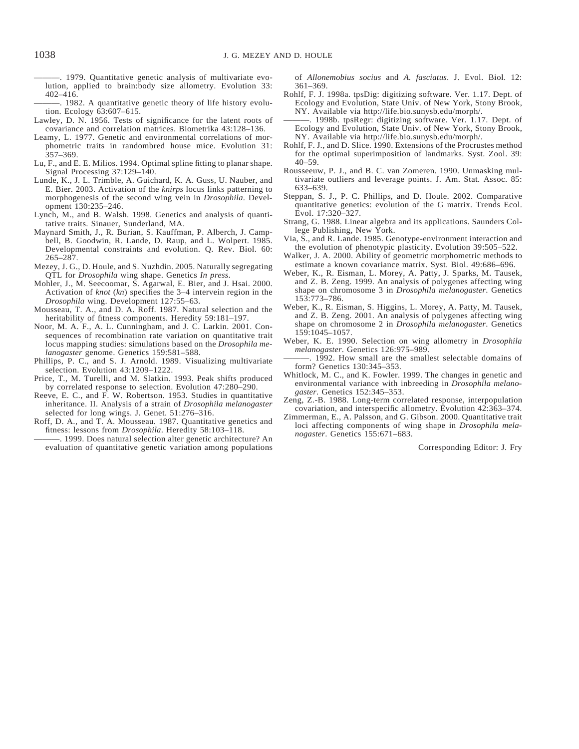———. 1979. Quantitative genetic analysis of multivariate evolution, applied to brain:body size allometry. Evolution 33: 402–416.

———. 1982. A quantitative genetic theory of life history evolution. Ecology 63:607–615.

Lawley, D. N. 1956. Tests of significance for the latent roots of covariance and correlation matrices. Biometrika 43:128–136.

Leamy, L. 1977. Genetic and environmental correlations of morphometric traits in randombred house mice. Evolution 31: 357–369.

Lu, F., and E. E. Milios. 1994. Optimal spline fitting to planar shape. Signal Processing 37:129–140.

Lunde, K., J. L. Trimble, A. Guichard, K. A. Guss, U. Nauber, and E. Bier. 2003. Activation of the *knirps* locus links patterning to morphogenesis of the second wing vein in *Drosophila*. Development 130:235–246.

Lynch, M., and B. Walsh. 1998. Genetics and analysis of quantitative traits. Sinauer, Sunderland, MA.

Maynard Smith, J., R. Burian, S. Kauffman, P. Alberch, J. Campbell, B. Goodwin, R. Lande, D. Raup, and L. Wolpert. 1985. Developmental constraints and evolution. Q. Rev. Biol. 60: 265–287.

Mezey, J. G., D. Houle, and S. Nuzhdin. 2005. Naturally segregating QTL for *Drosophila* wing shape. Genetics *In press*.

Mohler, J., M. Seecoomar, S. Agarwal, E. Bier, and J. Hsai. 2000. Activation of *knot* (*kn*) specifies the 3–4 intervein region in the *Drosophila* wing. Development 127:55–63.

Mousseau, T. A., and D. A. Roff. 1987. Natural selection and the heritability of fitness components. Heredity 59:181–197.

Noor, M. A. F., A. L. Cunningham, and J. C. Larkin. 2001. Consequences of recombination rate variation on quantitative trait locus mapping studies: simulations based on the *Drosophila melanogaster* genome. Genetics 159:581–588.

Phillips, P. C., and S. J. Arnold. 1989. Visualizing multivariate selection. Evolution 43:1209–1222.

Price, T., M. Turelli, and M. Slatkin. 1993. Peak shifts produced by correlated response to selection. Evolution 47:280–290.

Reeve, E. C., and F. W. Robertson. 1953. Studies in quantitative inheritance. II. Analysis of a strain of *Drosophila melanogaster* selected for long wings. J. Genet. 51:276–316.

Roff, D. A., and T. A. Mousseau. 1987. Quantitative genetics and fitness: lessons from *Drosophila*. Heredity 58:103–118.

———. 1999. Does natural selection alter genetic architecture? An evaluation of quantitative genetic variation among populations of *Allonemobius socius* and *A. fasciatus*. J. Evol. Biol. 12: 361–369.

Rohlf, F. J. 1998a. tpsDig: digitizing software. Ver. 1.17. Dept. of Ecology and Evolution, State Univ. of New York, Stony Brook, NY. Available via http://life.bio.sunysb.edu/morph/.

———. 1998b. tpsRegr: digitizing software. Ver. 1.17. Dept. of Ecology and Evolution, State Univ. of New York, Stony Brook, NY. Available via http://life.bio.sunysb.edu/morph/.

Rohlf, F. J., and D. Slice. 1990. Extensions of the Procrustes method for the optimal superimposition of landmarks. Syst. Zool. 39: 40–59.

Rousseeuw, P. J., and B. C. van Zomeren. 1990. Unmasking multivariate outliers and leverage points. J. Am. Stat. Assoc. 85: 633–639.

Steppan, S. J., P. C. Phillips, and D. Houle. 2002. Comparative quantitative genetics: evolution of the G matrix. Trends Ecol. Evol. 17:320–327.

Strang, G. 1988. Linear algebra and its applications. Saunders College Publishing, New York.

Via, S., and R. Lande. 1985. Genotype-environment interaction and the evolution of phenotypic plasticity. Evolution 39:505–522.

Walker, J. A. 2000. Ability of geometric morphometric methods to estimate a known covariance matrix. Syst. Biol. 49:686–696.

Weber, K., R. Eisman, L. Morey, A. Patty, J. Sparks, M. Tausek, and Z. B. Zeng. 1999. An analysis of polygenes affecting wing shape on chromosome 3 in *Drosophila melanogaster*. Genetics 153:773–786.

Weber, K., R. Eisman, S. Higgins, L. Morey, A. Patty, M. Tausek, and Z. B. Zeng. 2001. An analysis of polygenes affecting wing shape on chromosome 2 in *Drosophila melanogaster*. Genetics 159:1045–1057.

Weber, K. E. 1990. Selection on wing allometry in *Drosophila melanogaster*. Genetics 126:975–989.

———. 1992. How small are the smallest selectable domains of form? Genetics 130:345–353.

Whitlock, M. C., and K. Fowler. 1999. The changes in genetic and environmental variance with inbreeding in *Drosophila melanogaster*. Genetics 152:345–353.

Zeng, Z.-B. 1988. Long-term correlated response, interpopulation covariation, and interspecific allometry. Evolution 42:363–374.

Zimmerman, E., A. Palsson, and G. Gibson. 2000. Quantitative trait loci affecting components of wing shape in *Drosophila melanogaster*. Genetics 155:671–683.

Corresponding Editor: J. Fry